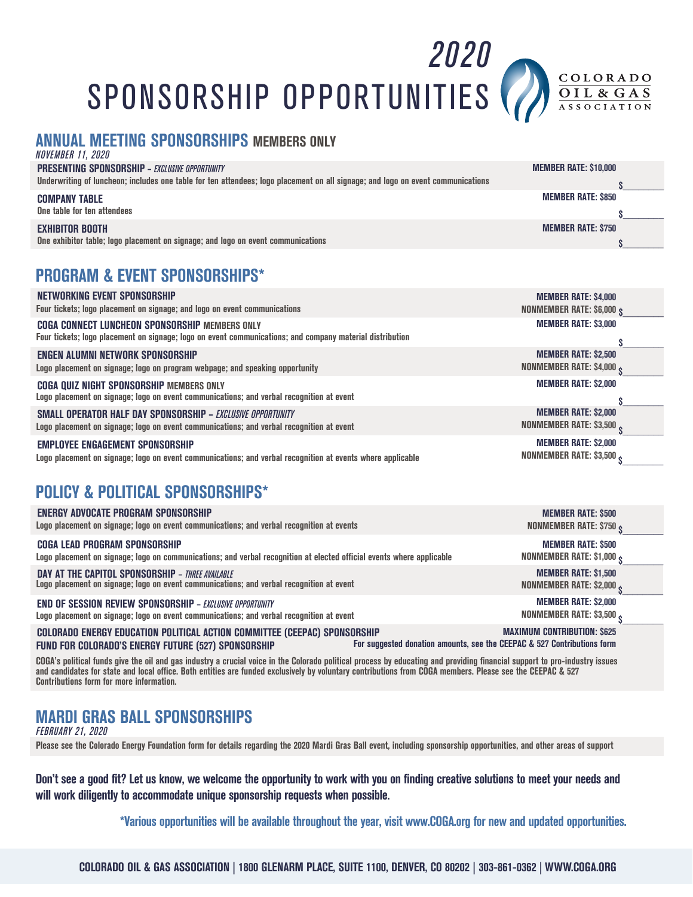# 2020 SPONSORSHIP OPPORTUNITIES

COLORADO OIL & GAS ASSOCIATION

## ANNUAL MEETING SPONSORSHIPS MEMBERS ONLY

*NOVEMBER 11, 2020*

**PRESENTING SPONSORSHIP** – *EXCLUSIVE OPPORTUNITY* — **MEMBER RATE: $10,000** $________
Underwriting of luncheon; includes one table for ten attendees; logo placement on all signage; and logo on event communications

**COMPANY TABLE** — **MEMBER RATE: $850** $________
One table for ten attendees

**EXHIBITOR BOOTH** — **MEMBER RATE: $750** $________
One exhibitor table; logo placement on signage; and logo on event communications

## PROGRAM & EVENT SPONSORSHIPS*

**NETWORKING EVENT SPONSORSHIP** — **MEMBER RATE: $4,000 / NONMEMBER RATE: $6,000** $________
Four tickets; logo placement on signage; and logo on event communications

**COGA CONNECT LUNCHEON SPONSORSHIP** MEMBERS ONLY — **MEMBER RATE: $3,000** $________
Four tickets; logo placement on signage; logo on event communications; and company material distribution

**ENGEN ALUMNI NETWORK SPONSORSHIP** — **MEMBER RATE: $2,500 / NONMEMBER RATE: $4,000** $________
Logo placement on signage; logo on program webpage; and speaking opportunity

**COGA QUIZ NIGHT SPONSORSHIP** MEMBERS ONLY — **MEMBER RATE: $2,000** $________
Logo placement on signage; logo on event communications; and verbal recognition at event

**SMALL OPERATOR HALF DAY SPONSORSHIP** – *EXCLUSIVE OPPORTUNITY* — **MEMBER RATE: $2,000 / NONMEMBER RATE: $3,500** $________
Logo placement on signage; logo on event communications; and verbal recognition at event

**EMPLOYEE ENGAGEMENT SPONSORSHIP** — **MEMBER RATE: $2,000 / NONMEMBER RATE: $3,500** $________
Logo placement on signage; logo on event communications; and verbal recognition at events where applicable

## POLICY & POLITICAL SPONSORSHIPS*

**ENERGY ADVOCATE PROGRAM SPONSORSHIP** — **MEMBER RATE: $500 / NONMEMBER RATE: $750** $________
Logo placement on signage; logo on event communications; and verbal recognition at events

**COGA LEAD PROGRAM SPONSORSHIP** — **MEMBER RATE: $500 / NONMEMBER RATE: $1,000** $________
Logo placement on signage; logo on communications; and verbal recognition at elected official events where applicable

**DAY AT THE CAPITOL SPONSORSHIP** – *THREE AVAILABLE* — **MEMBER RATE: $1,500 / NONMEMBER RATE: $2,000** $________
Logo placement on signage; logo on event communications; and verbal recognition at event

**END OF SESSION REVIEW SPONSORSHIP** – *EXCLUSIVE OPPORTUNITY* — **MEMBER RATE: $2,000 / NONMEMBER RATE: $3,500** $________
Logo placement on signage; logo on event communications; and verbal recognition at event

**COLORADO ENERGY EDUCATION POLITICAL ACTION COMMITTEE (CEEPAC) SPONSORSHIP** — **MAXIMUM CONTRIBUTION: $625**

**FUND FOR COLORADO'S ENERGY FUTURE (527) SPONSORSHIP** — For suggested donation amounts, see the CEEPAC & 527 Contributions form

COGA's political funds give the oil and gas industry a crucial voice in the Colorado political process by educating and providing financial support to pro-industry issues and candidates for state and local office. Both entities are funded exclusively by voluntary contributions from COGA members. Please see the CEEPAC & 527 Contributions form for more information.

## MARDI GRAS BALL SPONSORSHIPS

*FEBRUARY 21, 2020*

Please see the Colorado Energy Foundation form for details regarding the 2020 Mardi Gras Ball event, including sponsorship opportunities, and other areas of support

**Don't see a good fit? Let us know, we welcome the opportunity to work with you on finding creative solutions to meet your needs and will work diligently to accommodate unique sponsorship requests when possible.**

**\*Various opportunities will be available throughout the year, visit www.COGA.org for new and updated opportunities.**

COLORADO OIL & GAS ASSOCIATION | 1800 GLENARM PLACE, SUITE 1100, DENVER, CO 80202 | 303-861-0362 | WWW.COGA.ORG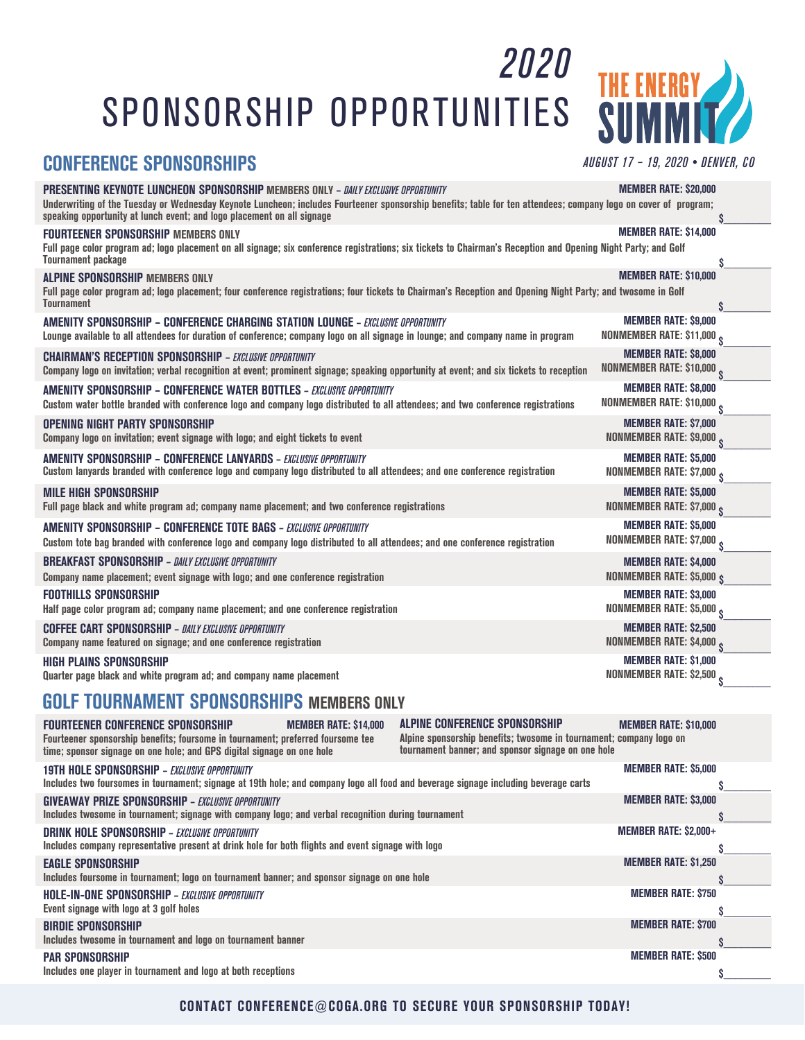# 2020 SPONSORSHIP OPPORTUNITIES

THE ENERGY SUMMIT

*AUGUST 17 – 19, 2020 • DENVER, CO*

## CONFERENCE SPONSORSHIPS

**PRESENTING KEYNOTE LUNCHEON SPONSORSHIP** MEMBERS ONLY – *DAILY EXCLUSIVE OPPORTUNITY* — **MEMBER RATE: $20,000**
Underwriting of the Tuesday or Wednesday Keynote Luncheon; includes Fourteener sponsorship benefits; table for ten attendees; company logo on cover of program; speaking opportunity at lunch event; and logo placement on all signage
$________

**FOURTEENER SPONSORSHIP** MEMBERS ONLY — **MEMBER RATE: $14,000**
Full page color program ad; logo placement on all signage; six conference registrations; six tickets to Chairman's Reception and Opening Night Party; and Golf Tournament package
$________

**ALPINE SPONSORSHIP** MEMBERS ONLY — **MEMBER RATE: $10,000**
Full page color program ad; logo placement; four conference registrations; four tickets to Chairman's Reception and Opening Night Party; and twosome in Golf Tournament
$________

**AMENITY SPONSORSHIP – CONFERENCE CHARGING STATION LOUNGE** – *EXCLUSIVE OPPORTUNITY* — **MEMBER RATE: $9,000 / NONMEMBER RATE: $11,000**
Lounge available to all attendees for duration of conference; company logo on all signage in lounge; and company name in program
$________

**CHAIRMAN'S RECEPTION SPONSORSHIP** – *EXCLUSIVE OPPORTUNITY* — **MEMBER RATE: $8,000 / NONMEMBER RATE: $10,000**
Company logo on invitation; verbal recognition at event; prominent signage; speaking opportunity at event; and six tickets to reception
$________

**AMENITY SPONSORSHIP – CONFERENCE WATER BOTTLES** – *EXCLUSIVE OPPORTUNITY* — **MEMBER RATE: $8,000 / NONMEMBER RATE: $10,000**
Custom water bottle branded with conference logo and company logo distributed to all attendees; and two conference registrations
$________

**OPENING NIGHT PARTY SPONSORSHIP** — **MEMBER RATE: $7,000 / NONMEMBER RATE: $9,000**
Company logo on invitation; event signage with logo; and eight tickets to event
$________

**AMENITY SPONSORSHIP – CONFERENCE LANYARDS** – *EXCLUSIVE OPPORTUNITY* — **MEMBER RATE: $5,000 / NONMEMBER RATE: $7,000**
Custom lanyards branded with conference logo and company logo distributed to all attendees; and one conference registration
$________

**MILE HIGH SPONSORSHIP** — **MEMBER RATE: $5,000 / NONMEMBER RATE: $7,000**
Full page black and white program ad; company name placement; and two conference registrations
$________

**AMENITY SPONSORSHIP – CONFERENCE TOTE BAGS** – *EXCLUSIVE OPPORTUNITY* — **MEMBER RATE: $5,000 / NONMEMBER RATE: $7,000**
Custom tote bag branded with conference logo and company logo distributed to all attendees; and one conference registration
$________

**BREAKFAST SPONSORSHIP** – *DAILY EXCLUSIVE OPPORTUNITY* — **MEMBER RATE: $4,000 / NONMEMBER RATE: $5,000**
Company name placement; event signage with logo; and one conference registration
$________

**FOOTHILLS SPONSORSHIP** — **MEMBER RATE: $3,000 / NONMEMBER RATE: $5,000**
Half page color program ad; company name placement; and one conference registration
$________

**COFFEE CART SPONSORSHIP** – *DAILY EXCLUSIVE OPPORTUNITY* — **MEMBER RATE: $2,500 / NONMEMBER RATE: $4,000**
Company name featured on signage; and one conference registration
$________

**HIGH PLAINS SPONSORSHIP** — **MEMBER RATE: $1,000 / NONMEMBER RATE: $2,500**
Quarter page black and white program ad; and company name placement
$________

## GOLF TOURNAMENT SPONSORSHIPS MEMBERS ONLY

**FOURTEENER CONFERENCE SPONSORSHIP** — **MEMBER RATE: $14,000**
Fourteener sponsorship benefits; foursome in tournament; preferred foursome tee time; sponsor signage on one hole; and GPS digital signage on one hole

**ALPINE CONFERENCE SPONSORSHIP** — **MEMBER RATE: $10,000**
Alpine sponsorship benefits; twosome in tournament; company logo on tournament banner; and sponsor signage on one hole

**19TH HOLE SPONSORSHIP** – *EXCLUSIVE OPPORTUNITY* — **MEMBER RATE: $5,000**
Includes two foursomes in tournament; signage at 19th hole; and company logo all food and beverage signage including beverage carts
$________

**GIVEAWAY PRIZE SPONSORSHIP** – *EXCLUSIVE OPPORTUNITY* — **MEMBER RATE: $3,000**
Includes twosome in tournament; signage with company logo; and verbal recognition during tournament
$________

**DRINK HOLE SPONSORSHIP** – *EXCLUSIVE OPPORTUNITY* — **MEMBER RATE: $2,000+**
Includes company representative present at drink hole for both flights and event signage with logo
$________

**EAGLE SPONSORSHIP** — **MEMBER RATE: $1,250**
Includes foursome in tournament; logo on tournament banner; and sponsor signage on one hole
$________

**HOLE-IN-ONE SPONSORSHIP** – *EXCLUSIVE OPPORTUNITY* — **MEMBER RATE: $750**
Event signage with logo at 3 golf holes
$________

**BIRDIE SPONSORSHIP** — **MEMBER RATE: $700**
Includes twosome in tournament and logo on tournament banner
$________

**PAR SPONSORSHIP** — **MEMBER RATE: $500**
Includes one player in tournament and logo at both receptions
$________

**CONTACT CONFERENCE@COGA.ORG TO SECURE YOUR SPONSORSHIP TODAY!**